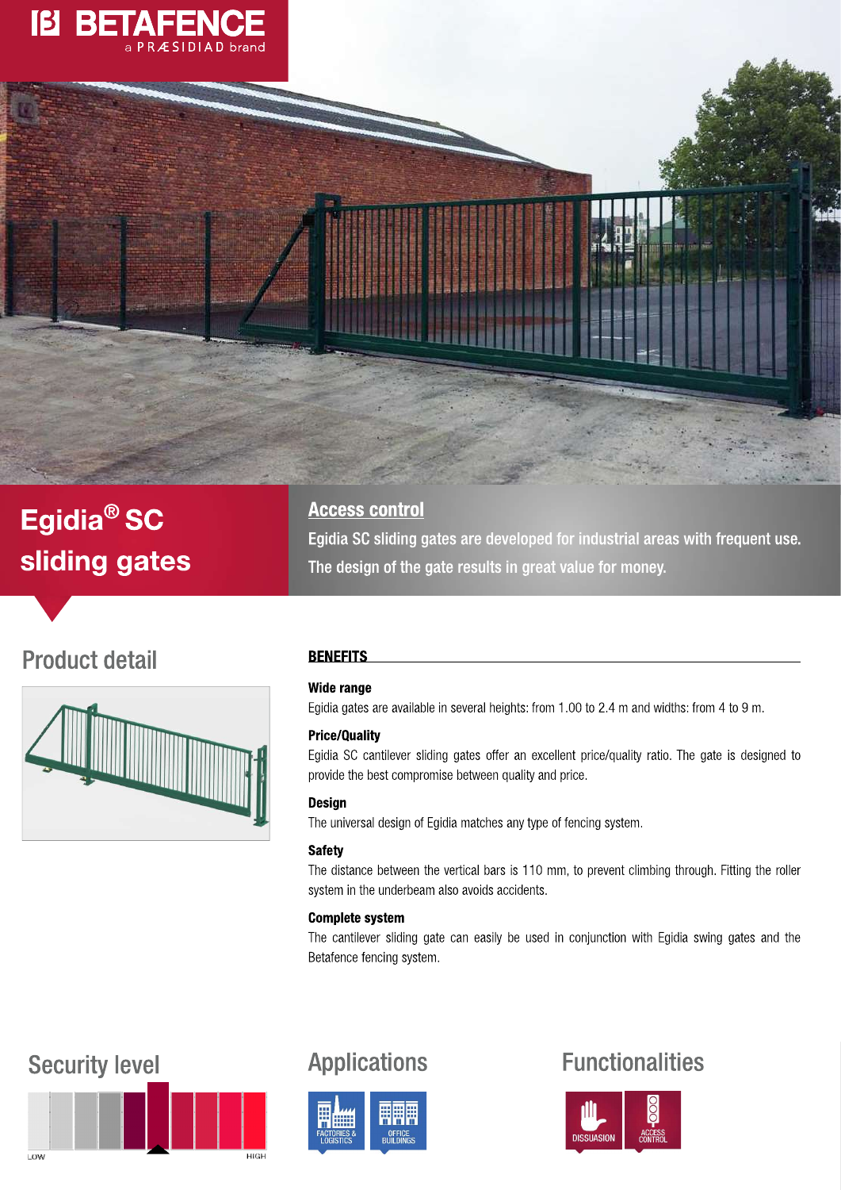BETAFENCE
a PRÆSIDIAD brand

# Egidia® SC sliding gates

## Access control

Egidia SC sliding gates are developed for industrial areas with frequent use. The design of the gate results in great value for money.

## Product detail

### BENEFITS

**Wide range**

Egidia gates are available in several heights: from 1.00 to 2.4 m and widths: from 4 to 9 m.

**Price/Quality**

Egidia SC cantilever sliding gates offer an excellent price/quality ratio. The gate is designed to provide the best compromise between quality and price.

**Design**

The universal design of Egidia matches any type of fencing system.

**Safety**

The distance between the vertical bars is 110 mm, to prevent climbing through. Fitting the roller system in the underbeam also avoids accidents.

**Complete system**

The cantilever sliding gate can easily be used in conjunction with Egidia swing gates and the Betafence fencing system.

## Security level

LOW HIGH

## Applications

FACTORIES & LOGISTICS

OFFICE BUILDINGS

## Functionalities

DISSUASION

ACCESS CONTROL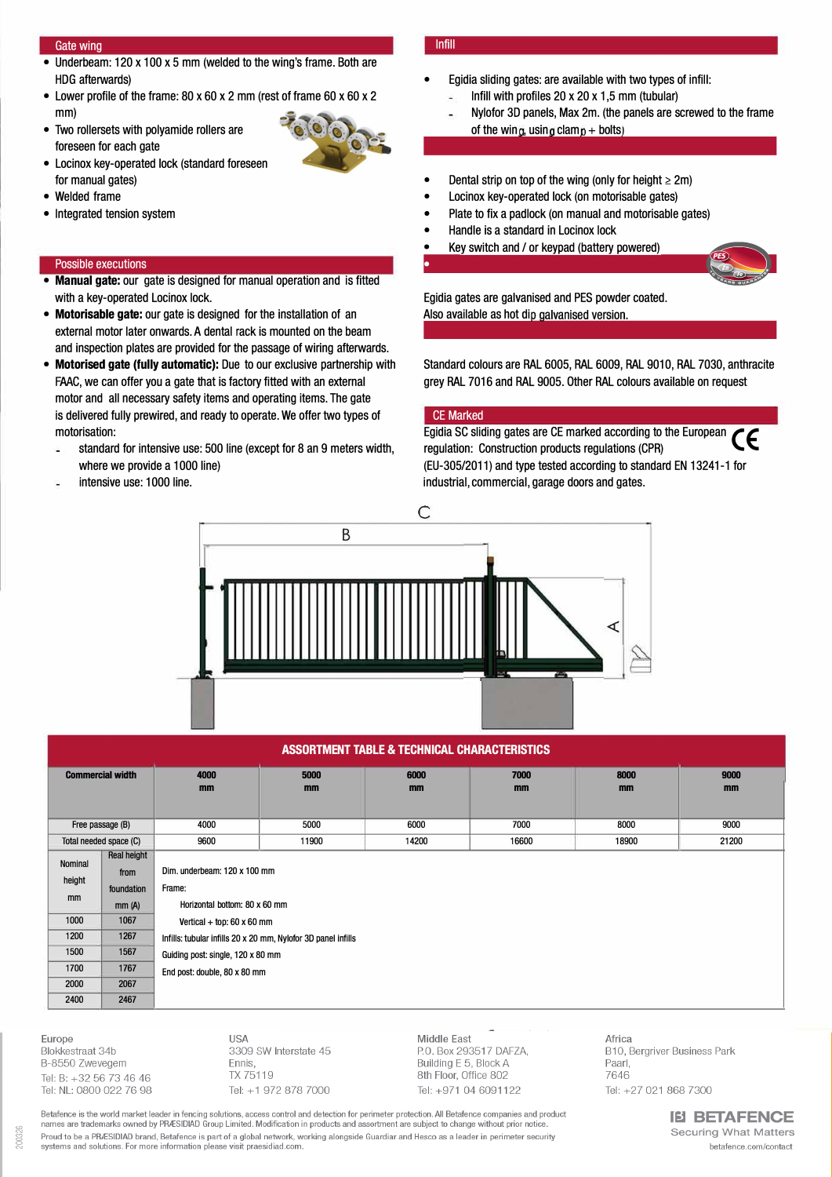## Gate wing

- Underbeam: 120 x 100 x 5 mm (welded to the wing's frame. Both are HDG afterwards)
- Lower profile of the frame: 80 x 60 x 2 mm (rest of frame 60 x 60 x 2 mm)
- Two rollersets with polyamide rollers are foreseen for each gate
- Locinox key-operated lock (standard foreseen for manual gates)
- Welded frame
- Integrated tension system

## Possible executions

- **Manual gate:** our gate is designed for manual operation and is fitted with a key-operated Locinox lock.
- **Motorisable gate:** our gate is designed for the installation of an external motor later onwards. A dental rack is mounted on the beam and inspection plates are provided for the passage of wiring afterwards.
- **Motorised gate (fully automatic):** Due to our exclusive partnership with FAAC, we can offer you a gate that is factory fitted with an external motor and all necessary safety items and operating items. The gate is delivered fully prewired, and ready to operate. We offer two types of motorisation:
  - standard for intensive use: 500 line (except for 8 an 9 meters width, where we provide a 1000 line)
  - intensive use: 1000 line.

## Infill

- Egidia sliding gates: are available with two types of infill:
  - Infill with profiles 20 x 20 x 1,5 mm (tubular)
  - Nylofor 3D panels, Max 2m. (the panels are screwed to the frame of the wing, using clamp + bolts)

##

- Dental strip on top of the wing (only for height ≥ 2m)
- Locinox key-operated lock (on motorisable gates)
- Plate to fix a padlock (on manual and motorisable gates)
- Handle is a standard in Locinox lock
- Key switch and / or keypad (battery powered)

##

Egidia gates are galvanised and PES powder coated.
Also available as hot dip galvanised version.

##

Standard colours are RAL 6005, RAL 6009, RAL 9010, RAL 7030, anthracite grey RAL 7016 and RAL 9005. Other RAL colours available on request

## CE Marked

Egidia SC sliding gates are CE marked according to the European regulation: Construction products regulations (CPR) (EU-305/2011) and type tested according to standard EN 13241-1 for industrial, commercial, garage doors and gates.

## ASSORTMENT TABLE & TECHNICAL CHARACTERISTICS

| Commercial width | | 4000 mm | 5000 mm | 6000 mm | 7000 mm | 8000 mm | 9000 mm |
|---|---|---|---|---|---|---|---|
| Free passage (B) | | 4000 | 5000 | 6000 | 7000 | 8000 | 9000 |
| Total needed space (C) | | 9600 | 11900 | 14200 | 16600 | 18900 | 21200 |
| Nominal height mm | Real height from foundation mm (A) | Dim. underbeam: 120 x 100 mm | | | | | |
| 1000 | 1067 | Frame: | | | | | |
| 1200 | 1267 | Horizontal bottom: 80 x 60 mm | | | | | |
| 1500 | 1567 | Vertical + top: 60 x 60 mm | | | | | |
| 1700 | 1767 | Infills: tubular infills 20 x 20 mm, Nylofor 3D panel infills | | | | | |
| 2000 | 2067 | Guiding post: single, 120 x 80 mm | | | | | |
| 2400 | 2467 | End post: double, 80 x 80 mm | | | | | |

Europe
Blokkestraat 34b
B-8550 Zwevegem
Tel: B: +32 56 73 46 46
Tel: NL: 0800 022 76 98

USA
3309 SW Interstate 45
Ennis,
TX 75119
Tel: +1 972 878 7000

Middle East
P.O. Box 293517 DAFZA,
Building E 5, Block A
8th Floor, Office 802
Tel: +971 04 6091122

Africa
B10, Bergriver Business Park
Paarl,
7646
Tel: +27 021 868 7300

Betafence is the world market leader in fencing solutions, access control and detection for perimeter protection. All Betafence companies and product names are trademarks owned by PRÆSIDIAD Group Limited. Modification in products and assortment are subject to change without prior notice.
Proud to be a PRÆSIDIAD brand, Betafence is part of a global network, working alongside Guardiar and Hesco as a leader in perimeter security systems and solutions. For more information please visit praesidiad.com.

BETAFENCE
Securing What Matters
betafence.com/contact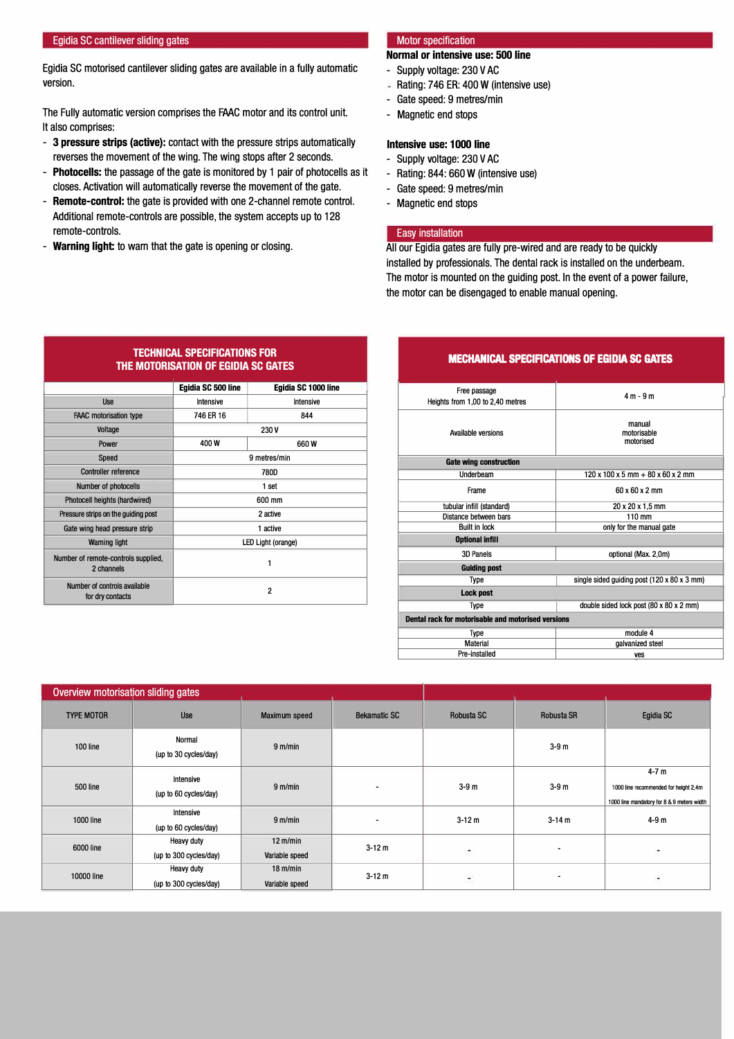## Egidia SC cantilever sliding gates

Egidia SC motorised cantilever sliding gates are available in a fully automatic version.

The Fully automatic version comprises the FAAC motor and its control unit.
It also comprises:

- **3 pressure strips (active):** contact with the pressure strips automatically reverses the movement of the wing. The wing stops after 2 seconds.
- **Photocells:** the passage of the gate is monitored by 1 pair of photocells as it closes. Activation will automatically reverse the movement of the gate.
- **Remote-control:** the gate is provided with one 2-channel remote control. Additional remote-controls are possible, the system accepts up to 128 remote-controls.
- **Warning light:** to warn that the gate is opening or closing.

## Motor specification

**Normal or intensive use: 500 line**

- Supply voltage: 230 V AC
- Rating: 746 ER: 400 W (intensive use)
- Gate speed: 9 metres/min
- Magnetic end stops

**Intensive use: 1000 line**

- Supply voltage: 230 V AC
- Rating: 844: 660 W (intensive use)
- Gate speed: 9 metres/min
- Magnetic end stops

## Easy installation

All our Egidia gates are fully pre-wired and are ready to be quickly installed by professionals. The dental rack is installed on the underbeam. The motor is mounted on the guiding post. In the event of a power failure, the motor can be disengaged to enable manual opening.

### TECHNICAL SPECIFICATIONS FOR THE MOTORISATION OF EGIDIA SC GATES

| | Egidia SC 500 line | Egidia SC 1000 line |
|---|---|---|
| Use | Intensive | Intensive |
| FAAC motorisation type | 746 ER 16 | 844 |
| Voltage | 230 V | |
| Power | 400 W | 660 W |
| Speed | 9 metres/min | |
| Controller reference | 780D | |
| Number of photocells | 1 set | |
| Photocell heights (hardwired) | 600 mm | |
| Pressure strips on the guiding post | 2 active | |
| Gate wing head pressure strip | 1 active | |
| Warning light | LED Light (orange) | |
| Number of remote-controls supplied, 2 channels | 1 | |
| Number of controls available for dry contacts | 2 | |

### MECHANICAL SPECIFICATIONS OF EGIDIA SC GATES

| | |
|---|---|
| Free passage<br>Heights from 1,00 to 2,40 metres | 4 m - 9 m |
| Available versions | manual<br>motorisable<br>motorised |
| **Gate wing construction** | |
| Underbeam | 120 x 100 x 5 mm + 80 x 60 x 2 mm |
| Frame | 60 x 60 x 2 mm |
| tubular infill (standard) | 20 x 20 x 1,5 mm |
| Distance between bars | 110 mm |
| Built in lock | only for the manual gate |
| **Optional infill** | |
| 3D Panels | optional (Max. 2,0m) |
| **Guiding post** | |
| Type | single sided guiding post (120 x 80 x 3 mm) |
| **Lock post** | |
| Type | double sided lock post (80 x 80 x 2 mm) |
| **Dental rack for motorisable and motorised versions** | |
| Type | module 4 |
| Material | galvanized steel |
| Pre-installed | yes |

## Overview motorisation sliding gates

| TYPE MOTOR | Use | Maximum speed | Bekamatic SC | Robusta SC | Robusta SR | Egidia SC |
|---|---|---|---|---|---|---|
| 100 line | Normal<br>(up to 30 cycles/day) | 9 m/min | | | 3-9 m | |
| 500 line | Intensive<br>(up to 60 cycles/day) | 9 m/min | - | 3-9 m | 3-9 m | 4-7 m<br>1000 line recommended for height 2,4m<br>1000 line mandatory for 8 & 9 meters width |
| 1000 line | Intensive<br>(up to 60 cycles/day) | 9 m/min | - | 3-12 m | 3-14 m | 4-9 m |
| 6000 line | Heavy duty<br>(up to 300 cycles/day) | 12 m/min<br>Variable speed | 3-12 m | - | - | - |
| 10000 line | Heavy duty<br>(up to 300 cycles/day) | 18 m/min<br>Variable speed | 3-12 m | - | - | - |